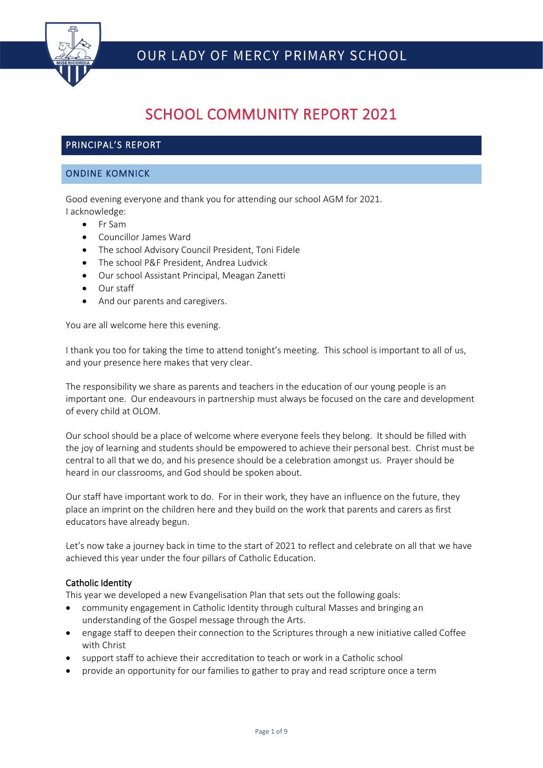# OUR LADY OF MERCY PRIMARY SCHOOL

# SCHOOL COMMUNITY REPORT 2021

## PRINCIPAL'S REPORT

### ONDINE KOMNICK

Good evening everyone and thank you for attending our school AGM for 2021.
I acknowledge:

- Fr Sam
- Councillor James Ward
- The school Advisory Council President, Toni Fidele
- The school P&F President, Andrea Ludvick
- Our school Assistant Principal, Meagan Zanetti
- Our staff
- And our parents and caregivers.

You are all welcome here this evening.

I thank you too for taking the time to attend tonight's meeting. This school is important to all of us, and your presence here makes that very clear.

The responsibility we share as parents and teachers in the education of our young people is an important one. Our endeavours in partnership must always be focused on the care and development of every child at OLOM.

Our school should be a place of welcome where everyone feels they belong. It should be filled with the joy of learning and students should be empowered to achieve their personal best. Christ must be central to all that we do, and his presence should be a celebration amongst us. Prayer should be heard in our classrooms, and God should be spoken about.

Our staff have important work to do. For in their work, they have an influence on the future, they place an imprint on the children here and they build on the work that parents and carers as first educators have already begun.

Let's now take a journey back in time to the start of 2021 to reflect and celebrate on all that we have achieved this year under the four pillars of Catholic Education.

#### Catholic Identity

This year we developed a new Evangelisation Plan that sets out the following goals:

- community engagement in Catholic Identity through cultural Masses and bringing an understanding of the Gospel message through the Arts.
- engage staff to deepen their connection to the Scriptures through a new initiative called Coffee with Christ
- support staff to achieve their accreditation to teach or work in a Catholic school
- provide an opportunity for our families to gather to pray and read scripture once a term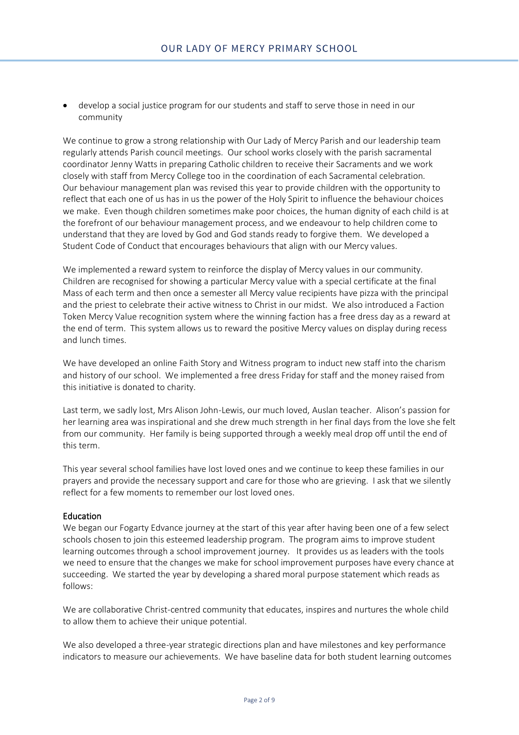- develop a social justice program for our students and staff to serve those in need in our community

We continue to grow a strong relationship with Our Lady of Mercy Parish and our leadership team regularly attends Parish council meetings. Our school works closely with the parish sacramental coordinator Jenny Watts in preparing Catholic children to receive their Sacraments and we work closely with staff from Mercy College too in the coordination of each Sacramental celebration. Our behaviour management plan was revised this year to provide children with the opportunity to reflect that each one of us has in us the power of the Holy Spirit to influence the behaviour choices we make. Even though children sometimes make poor choices, the human dignity of each child is at the forefront of our behaviour management process, and we endeavour to help children come to understand that they are loved by God and God stands ready to forgive them. We developed a Student Code of Conduct that encourages behaviours that align with our Mercy values.

We implemented a reward system to reinforce the display of Mercy values in our community. Children are recognised for showing a particular Mercy value with a special certificate at the final Mass of each term and then once a semester all Mercy value recipients have pizza with the principal and the priest to celebrate their active witness to Christ in our midst. We also introduced a Faction Token Mercy Value recognition system where the winning faction has a free dress day as a reward at the end of term. This system allows us to reward the positive Mercy values on display during recess and lunch times.

We have developed an online Faith Story and Witness program to induct new staff into the charism and history of our school. We implemented a free dress Friday for staff and the money raised from this initiative is donated to charity.

Last term, we sadly lost, Mrs Alison John-Lewis, our much loved, Auslan teacher. Alison's passion for her learning area was inspirational and she drew much strength in her final days from the love she felt from our community. Her family is being supported through a weekly meal drop off until the end of this term.

This year several school families have lost loved ones and we continue to keep these families in our prayers and provide the necessary support and care for those who are grieving. I ask that we silently reflect for a few moments to remember our lost loved ones.

## Education

We began our Fogarty Edvance journey at the start of this year after having been one of a few select schools chosen to join this esteemed leadership program. The program aims to improve student learning outcomes through a school improvement journey. It provides us as leaders with the tools we need to ensure that the changes we make for school improvement purposes have every chance at succeeding. We started the year by developing a shared moral purpose statement which reads as follows:

We are collaborative Christ-centred community that educates, inspires and nurtures the whole child to allow them to achieve their unique potential.

We also developed a three-year strategic directions plan and have milestones and key performance indicators to measure our achievements. We have baseline data for both student learning outcomes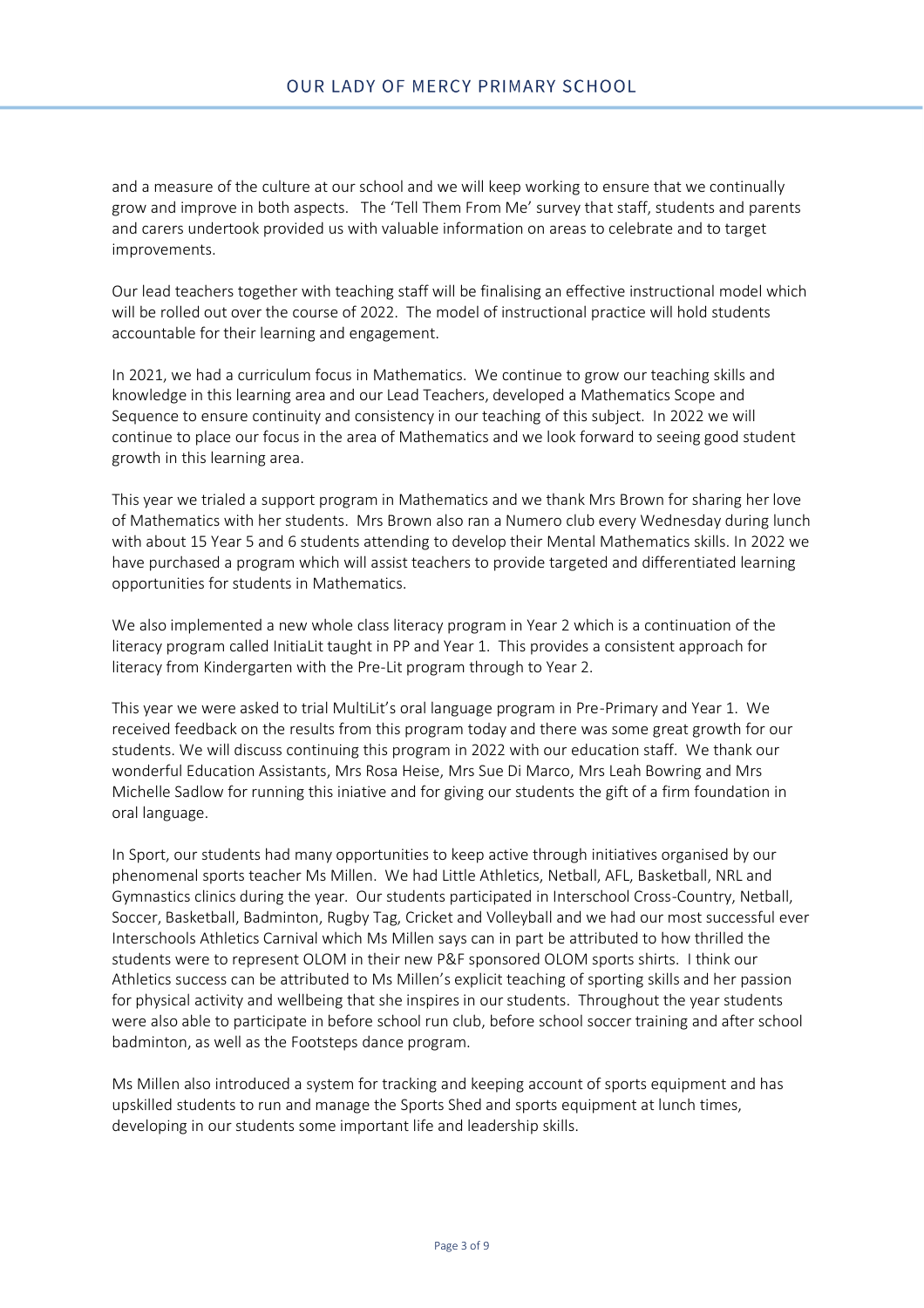and a measure of the culture at our school and we will keep working to ensure that we continually grow and improve in both aspects.  The 'Tell Them From Me' survey that staff, students and parents and carers undertook provided us with valuable information on areas to celebrate and to target improvements.

Our lead teachers together with teaching staff will be finalising an effective instructional model which will be rolled out over the course of 2022.  The model of instructional practice will hold students accountable for their learning and engagement.

In 2021, we had a curriculum focus in Mathematics.  We continue to grow our teaching skills and knowledge in this learning area and our Lead Teachers, developed a Mathematics Scope and Sequence to ensure continuity and consistency in our teaching of this subject.  In 2022 we will continue to place our focus in the area of Mathematics and we look forward to seeing good student growth in this learning area.

This year we trialed a support program in Mathematics and we thank Mrs Brown for sharing her love of Mathematics with her students.  Mrs Brown also ran a Numero club every Wednesday during lunch with about 15 Year 5 and 6 students attending to develop their Mental Mathematics skills. In 2022 we have purchased a program which will assist teachers to provide targeted and differentiated learning opportunities for students in Mathematics.

We also implemented a new whole class literacy program in Year 2 which is a continuation of the literacy program called InitiaLit taught in PP and Year 1.  This provides a consistent approach for literacy from Kindergarten with the Pre-Lit program through to Year 2.

This year we were asked to trial MultiLit's oral language program in Pre-Primary and Year 1.  We received feedback on the results from this program today and there was some great growth for our students. We will discuss continuing this program in 2022 with our education staff.  We thank our wonderful Education Assistants, Mrs Rosa Heise, Mrs Sue Di Marco, Mrs Leah Bowring and Mrs Michelle Sadlow for running this iniative and for giving our students the gift of a firm foundation in oral language.

In Sport, our students had many opportunities to keep active through initiatives organised by our phenomenal sports teacher Ms Millen.  We had Little Athletics, Netball, AFL, Basketball, NRL and Gymnastics clinics during the year.  Our students participated in Interschool Cross-Country, Netball, Soccer, Basketball, Badminton, Rugby Tag, Cricket and Volleyball and we had our most successful ever Interschools Athletics Carnival which Ms Millen says can in part be attributed to how thrilled the students were to represent OLOM in their new P&F sponsored OLOM sports shirts.  I think our Athletics success can be attributed to Ms Millen's explicit teaching of sporting skills and her passion for physical activity and wellbeing that she inspires in our students.  Throughout the year students were also able to participate in before school run club, before school soccer training and after school badminton, as well as the Footsteps dance program.

Ms Millen also introduced a system for tracking and keeping account of sports equipment and has upskilled students to run and manage the Sports Shed and sports equipment at lunch times, developing in our students some important life and leadership skills.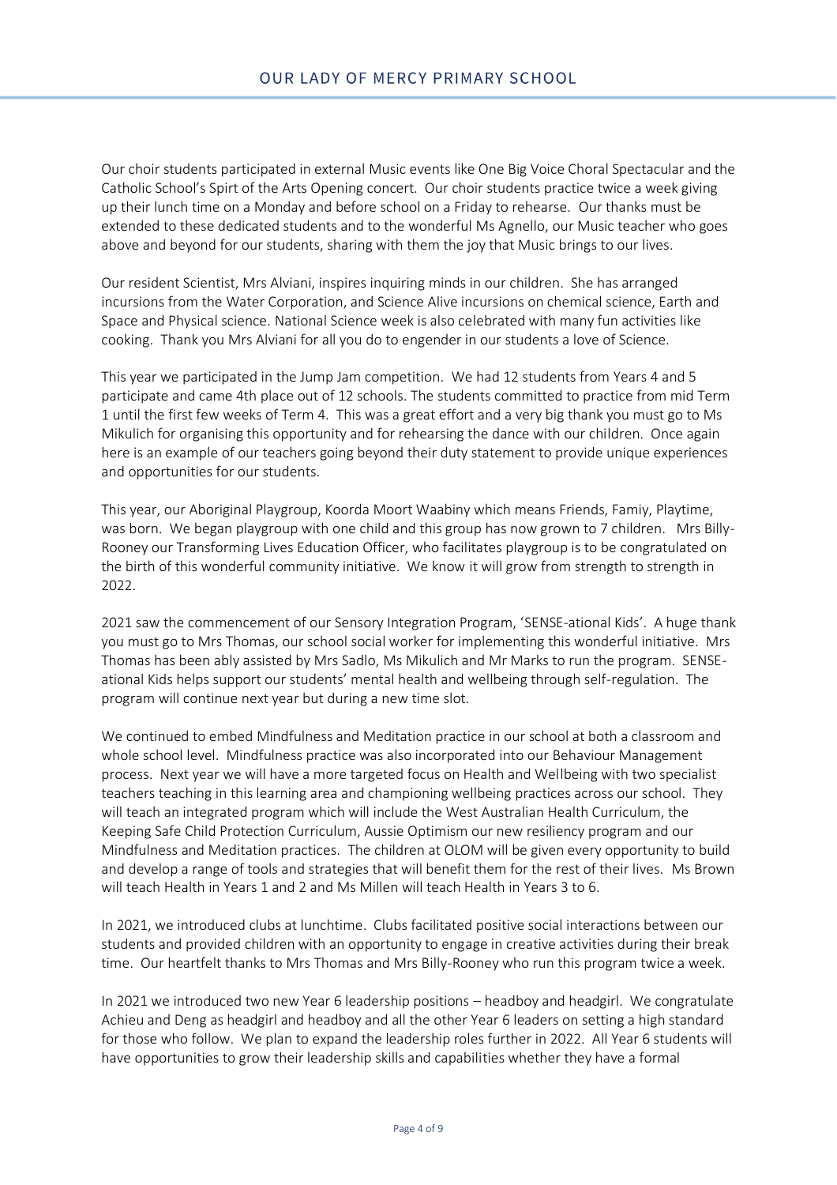Our choir students participated in external Music events like One Big Voice Choral Spectacular and the Catholic School's Spirt of the Arts Opening concert. Our choir students practice twice a week giving up their lunch time on a Monday and before school on a Friday to rehearse. Our thanks must be extended to these dedicated students and to the wonderful Ms Agnello, our Music teacher who goes above and beyond for our students, sharing with them the joy that Music brings to our lives.

Our resident Scientist, Mrs Alviani, inspires inquiring minds in our children. She has arranged incursions from the Water Corporation, and Science Alive incursions on chemical science, Earth and Space and Physical science. National Science week is also celebrated with many fun activities like cooking. Thank you Mrs Alviani for all you do to engender in our students a love of Science.

This year we participated in the Jump Jam competition. We had 12 students from Years 4 and 5 participate and came 4th place out of 12 schools. The students committed to practice from mid Term 1 until the first few weeks of Term 4. This was a great effort and a very big thank you must go to Ms Mikulich for organising this opportunity and for rehearsing the dance with our children. Once again here is an example of our teachers going beyond their duty statement to provide unique experiences and opportunities for our students.

This year, our Aboriginal Playgroup, Koorda Moort Waabiny which means Friends, Famiy, Playtime, was born. We began playgroup with one child and this group has now grown to 7 children. Mrs Billy-Rooney our Transforming Lives Education Officer, who facilitates playgroup is to be congratulated on the birth of this wonderful community initiative. We know it will grow from strength to strength in 2022.

2021 saw the commencement of our Sensory Integration Program, 'SENSE-ational Kids'. A huge thank you must go to Mrs Thomas, our school social worker for implementing this wonderful initiative. Mrs Thomas has been ably assisted by Mrs Sadlo, Ms Mikulich and Mr Marks to run the program. SENSE-ational Kids helps support our students' mental health and wellbeing through self-regulation. The program will continue next year but during a new time slot.

We continued to embed Mindfulness and Meditation practice in our school at both a classroom and whole school level. Mindfulness practice was also incorporated into our Behaviour Management process. Next year we will have a more targeted focus on Health and Wellbeing with two specialist teachers teaching in this learning area and championing wellbeing practices across our school. They will teach an integrated program which will include the West Australian Health Curriculum, the Keeping Safe Child Protection Curriculum, Aussie Optimism our new resiliency program and our Mindfulness and Meditation practices. The children at OLOM will be given every opportunity to build and develop a range of tools and strategies that will benefit them for the rest of their lives. Ms Brown will teach Health in Years 1 and 2 and Ms Millen will teach Health in Years 3 to 6.

In 2021, we introduced clubs at lunchtime. Clubs facilitated positive social interactions between our students and provided children with an opportunity to engage in creative activities during their break time. Our heartfelt thanks to Mrs Thomas and Mrs Billy-Rooney who run this program twice a week.

In 2021 we introduced two new Year 6 leadership positions – headboy and headgirl. We congratulate Achieu and Deng as headgirl and headboy and all the other Year 6 leaders on setting a high standard for those who follow. We plan to expand the leadership roles further in 2022. All Year 6 students will have opportunities to grow their leadership skills and capabilities whether they have a formal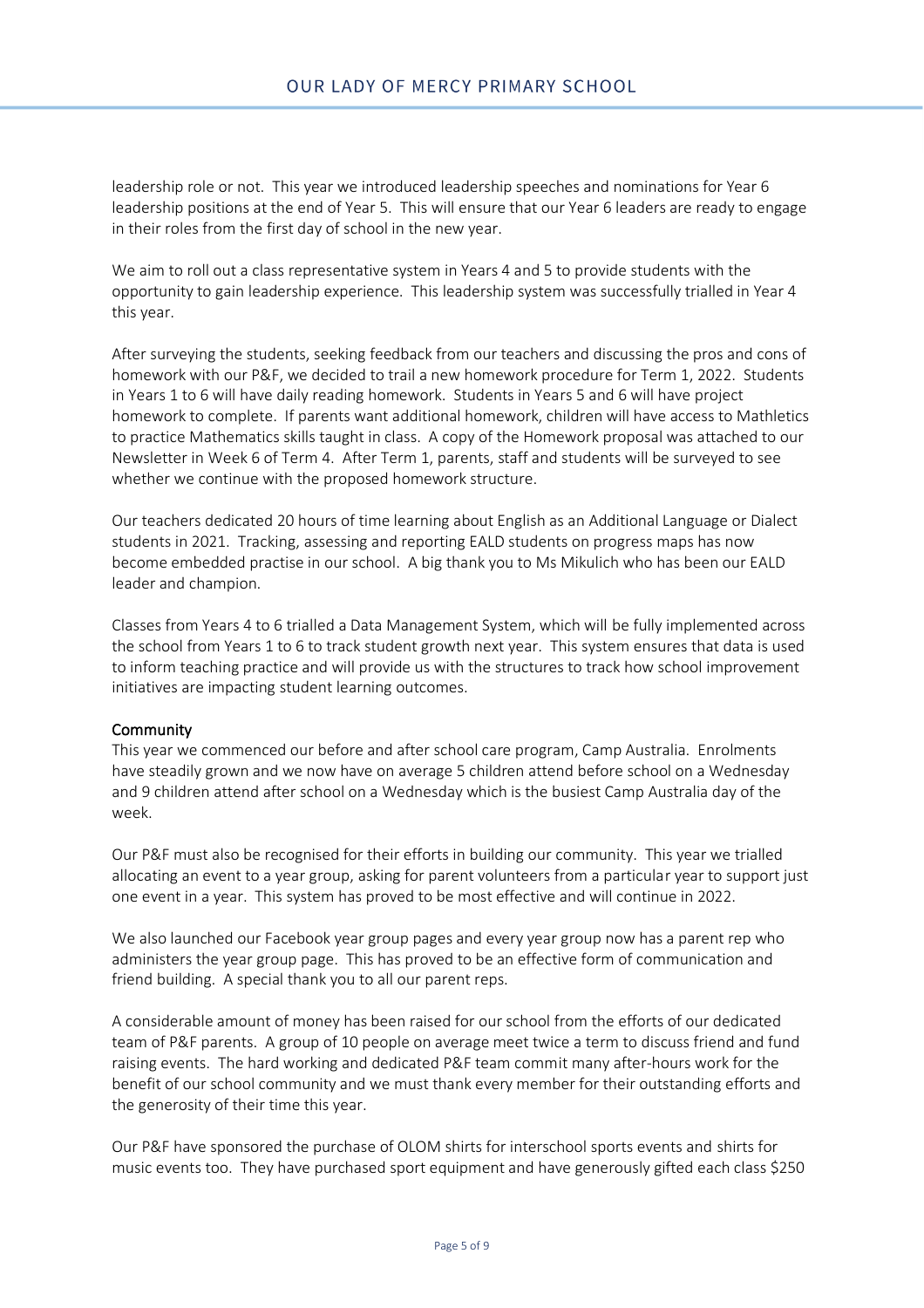leadership role or not. This year we introduced leadership speeches and nominations for Year 6 leadership positions at the end of Year 5. This will ensure that our Year 6 leaders are ready to engage in their roles from the first day of school in the new year.

We aim to roll out a class representative system in Years 4 and 5 to provide students with the opportunity to gain leadership experience. This leadership system was successfully trialled in Year 4 this year.

After surveying the students, seeking feedback from our teachers and discussing the pros and cons of homework with our P&F, we decided to trail a new homework procedure for Term 1, 2022. Students in Years 1 to 6 will have daily reading homework. Students in Years 5 and 6 will have project homework to complete. If parents want additional homework, children will have access to Mathletics to practice Mathematics skills taught in class. A copy of the Homework proposal was attached to our Newsletter in Week 6 of Term 4. After Term 1, parents, staff and students will be surveyed to see whether we continue with the proposed homework structure.

Our teachers dedicated 20 hours of time learning about English as an Additional Language or Dialect students in 2021. Tracking, assessing and reporting EALD students on progress maps has now become embedded practise in our school. A big thank you to Ms Mikulich who has been our EALD leader and champion.

Classes from Years 4 to 6 trialled a Data Management System, which will be fully implemented across the school from Years 1 to 6 to track student growth next year. This system ensures that data is used to inform teaching practice and will provide us with the structures to track how school improvement initiatives are impacting student learning outcomes.

## Community

This year we commenced our before and after school care program, Camp Australia. Enrolments have steadily grown and we now have on average 5 children attend before school on a Wednesday and 9 children attend after school on a Wednesday which is the busiest Camp Australia day of the week.

Our P&F must also be recognised for their efforts in building our community. This year we trialled allocating an event to a year group, asking for parent volunteers from a particular year to support just one event in a year. This system has proved to be most effective and will continue in 2022.

We also launched our Facebook year group pages and every year group now has a parent rep who administers the year group page. This has proved to be an effective form of communication and friend building. A special thank you to all our parent reps.

A considerable amount of money has been raised for our school from the efforts of our dedicated team of P&F parents. A group of 10 people on average meet twice a term to discuss friend and fund raising events. The hard working and dedicated P&F team commit many after-hours work for the benefit of our school community and we must thank every member for their outstanding efforts and the generosity of their time this year.

Our P&F have sponsored the purchase of OLOM shirts for interschool sports events and shirts for music events too. They have purchased sport equipment and have generously gifted each class $250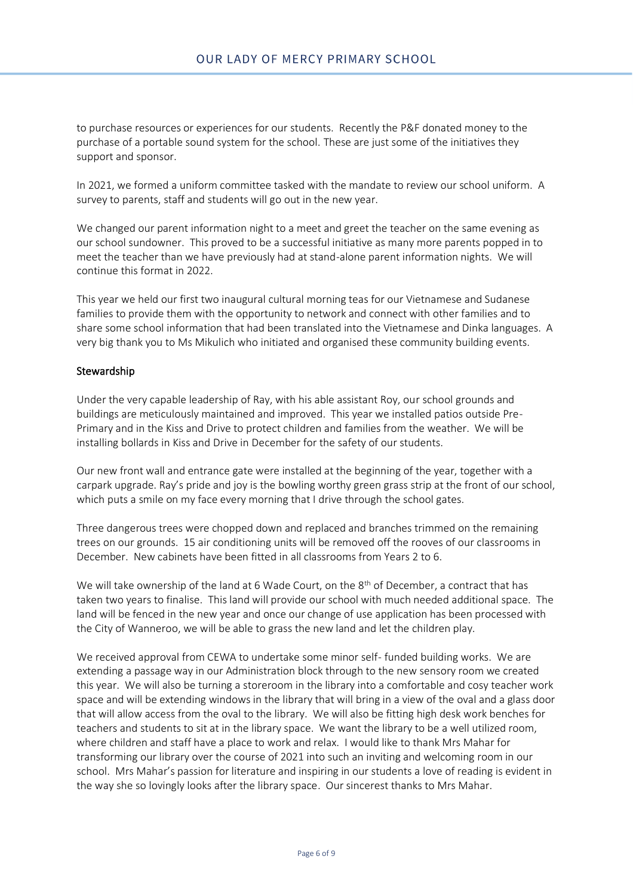to purchase resources or experiences for our students. Recently the P&F donated money to the purchase of a portable sound system for the school. These are just some of the initiatives they support and sponsor.

In 2021, we formed a uniform committee tasked with the mandate to review our school uniform. A survey to parents, staff and students will go out in the new year.

We changed our parent information night to a meet and greet the teacher on the same evening as our school sundowner. This proved to be a successful initiative as many more parents popped in to meet the teacher than we have previously had at stand-alone parent information nights. We will continue this format in 2022.

This year we held our first two inaugural cultural morning teas for our Vietnamese and Sudanese families to provide them with the opportunity to network and connect with other families and to share some school information that had been translated into the Vietnamese and Dinka languages. A very big thank you to Ms Mikulich who initiated and organised these community building events.

## Stewardship

Under the very capable leadership of Ray, with his able assistant Roy, our school grounds and buildings are meticulously maintained and improved. This year we installed patios outside Pre-Primary and in the Kiss and Drive to protect children and families from the weather. We will be installing bollards in Kiss and Drive in December for the safety of our students.

Our new front wall and entrance gate were installed at the beginning of the year, together with a carpark upgrade. Ray's pride and joy is the bowling worthy green grass strip at the front of our school, which puts a smile on my face every morning that I drive through the school gates.

Three dangerous trees were chopped down and replaced and branches trimmed on the remaining trees on our grounds. 15 air conditioning units will be removed off the rooves of our classrooms in December. New cabinets have been fitted in all classrooms from Years 2 to 6.

We will take ownership of the land at 6 Wade Court, on the 8th of December, a contract that has taken two years to finalise. This land will provide our school with much needed additional space. The land will be fenced in the new year and once our change of use application has been processed with the City of Wanneroo, we will be able to grass the new land and let the children play.

We received approval from CEWA to undertake some minor self- funded building works. We are extending a passage way in our Administration block through to the new sensory room we created this year. We will also be turning a storeroom in the library into a comfortable and cosy teacher work space and will be extending windows in the library that will bring in a view of the oval and a glass door that will allow access from the oval to the library. We will also be fitting high desk work benches for teachers and students to sit at in the library space. We want the library to be a well utilized room, where children and staff have a place to work and relax. I would like to thank Mrs Mahar for transforming our library over the course of 2021 into such an inviting and welcoming room in our school. Mrs Mahar's passion for literature and inspiring in our students a love of reading is evident in the way she so lovingly looks after the library space. Our sincerest thanks to Mrs Mahar.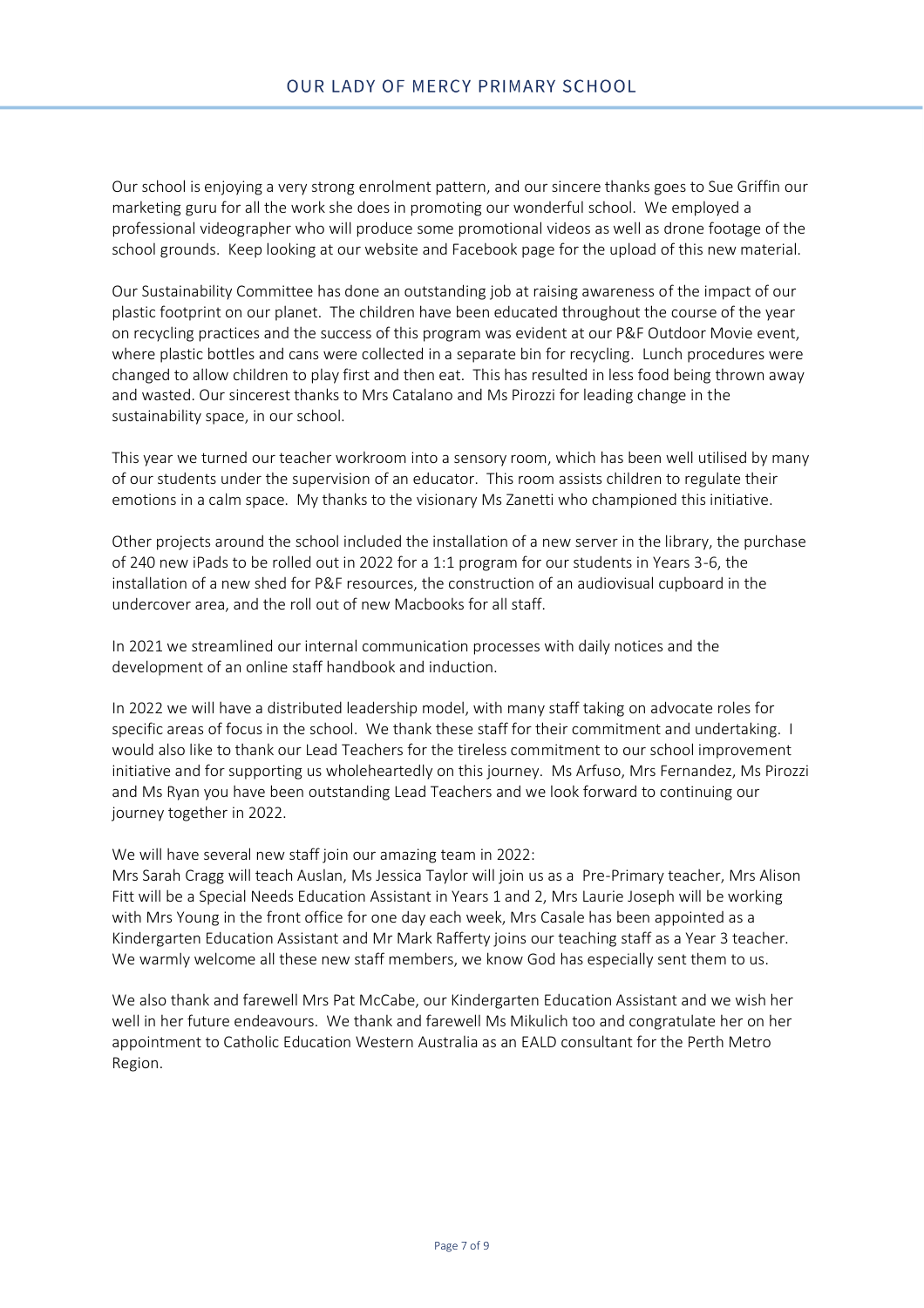Our school is enjoying a very strong enrolment pattern, and our sincere thanks goes to Sue Griffin our marketing guru for all the work she does in promoting our wonderful school. We employed a professional videographer who will produce some promotional videos as well as drone footage of the school grounds. Keep looking at our website and Facebook page for the upload of this new material.

Our Sustainability Committee has done an outstanding job at raising awareness of the impact of our plastic footprint on our planet. The children have been educated throughout the course of the year on recycling practices and the success of this program was evident at our P&F Outdoor Movie event, where plastic bottles and cans were collected in a separate bin for recycling. Lunch procedures were changed to allow children to play first and then eat. This has resulted in less food being thrown away and wasted. Our sincerest thanks to Mrs Catalano and Ms Pirozzi for leading change in the sustainability space, in our school.

This year we turned our teacher workroom into a sensory room, which has been well utilised by many of our students under the supervision of an educator. This room assists children to regulate their emotions in a calm space. My thanks to the visionary Ms Zanetti who championed this initiative.

Other projects around the school included the installation of a new server in the library, the purchase of 240 new iPads to be rolled out in 2022 for a 1:1 program for our students in Years 3-6, the installation of a new shed for P&F resources, the construction of an audiovisual cupboard in the undercover area, and the roll out of new Macbooks for all staff.

In 2021 we streamlined our internal communication processes with daily notices and the development of an online staff handbook and induction.

In 2022 we will have a distributed leadership model, with many staff taking on advocate roles for specific areas of focus in the school. We thank these staff for their commitment and undertaking. I would also like to thank our Lead Teachers for the tireless commitment to our school improvement initiative and for supporting us wholeheartedly on this journey. Ms Arfuso, Mrs Fernandez, Ms Pirozzi and Ms Ryan you have been outstanding Lead Teachers and we look forward to continuing our journey together in 2022.

We will have several new staff join our amazing team in 2022:
Mrs Sarah Cragg will teach Auslan, Ms Jessica Taylor will join us as a Pre-Primary teacher, Mrs Alison Fitt will be a Special Needs Education Assistant in Years 1 and 2, Mrs Laurie Joseph will be working with Mrs Young in the front office for one day each week, Mrs Casale has been appointed as a Kindergarten Education Assistant and Mr Mark Rafferty joins our teaching staff as a Year 3 teacher. We warmly welcome all these new staff members, we know God has especially sent them to us.

We also thank and farewell Mrs Pat McCabe, our Kindergarten Education Assistant and we wish her well in her future endeavours. We thank and farewell Ms Mikulich too and congratulate her on her appointment to Catholic Education Western Australia as an EALD consultant for the Perth Metro Region.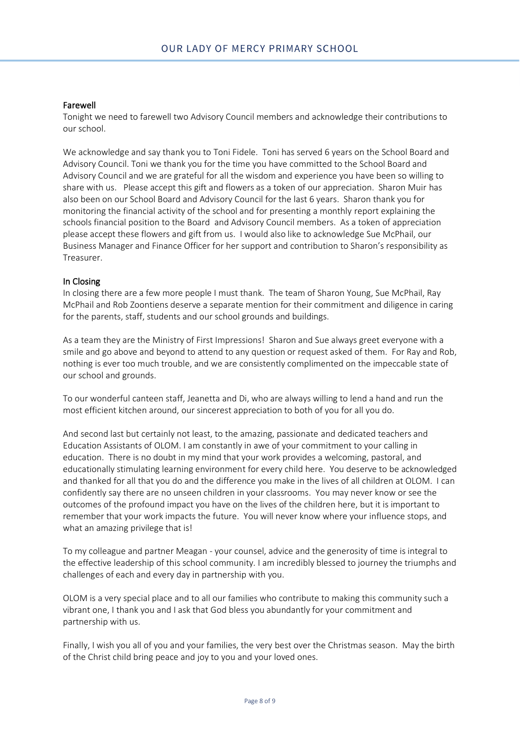## Farewell

Tonight we need to farewell two Advisory Council members and acknowledge their contributions to our school.

We acknowledge and say thank you to Toni Fidele. Toni has served 6 years on the School Board and Advisory Council. Toni we thank you for the time you have committed to the School Board and Advisory Council and we are grateful for all the wisdom and experience you have been so willing to share with us. Please accept this gift and flowers as a token of our appreciation. Sharon Muir has also been on our School Board and Advisory Council for the last 6 years. Sharon thank you for monitoring the financial activity of the school and for presenting a monthly report explaining the schools financial position to the Board and Advisory Council members. As a token of appreciation please accept these flowers and gift from us. I would also like to acknowledge Sue McPhail, our Business Manager and Finance Officer for her support and contribution to Sharon's responsibility as Treasurer.

## In Closing

In closing there are a few more people I must thank. The team of Sharon Young, Sue McPhail, Ray McPhail and Rob Zoontiens deserve a separate mention for their commitment and diligence in caring for the parents, staff, students and our school grounds and buildings.

As a team they are the Ministry of First Impressions! Sharon and Sue always greet everyone with a smile and go above and beyond to attend to any question or request asked of them. For Ray and Rob, nothing is ever too much trouble, and we are consistently complimented on the impeccable state of our school and grounds.

To our wonderful canteen staff, Jeanetta and Di, who are always willing to lend a hand and run the most efficient kitchen around, our sincerest appreciation to both of you for all you do.

And second last but certainly not least, to the amazing, passionate and dedicated teachers and Education Assistants of OLOM. I am constantly in awe of your commitment to your calling in education. There is no doubt in my mind that your work provides a welcoming, pastoral, and educationally stimulating learning environment for every child here. You deserve to be acknowledged and thanked for all that you do and the difference you make in the lives of all children at OLOM. I can confidently say there are no unseen children in your classrooms. You may never know or see the outcomes of the profound impact you have on the lives of the children here, but it is important to remember that your work impacts the future. You will never know where your influence stops, and what an amazing privilege that is!

To my colleague and partner Meagan - your counsel, advice and the generosity of time is integral to the effective leadership of this school community. I am incredibly blessed to journey the triumphs and challenges of each and every day in partnership with you.

OLOM is a very special place and to all our families who contribute to making this community such a vibrant one, I thank you and I ask that God bless you abundantly for your commitment and partnership with us.

Finally, I wish you all of you and your families, the very best over the Christmas season. May the birth of the Christ child bring peace and joy to you and your loved ones.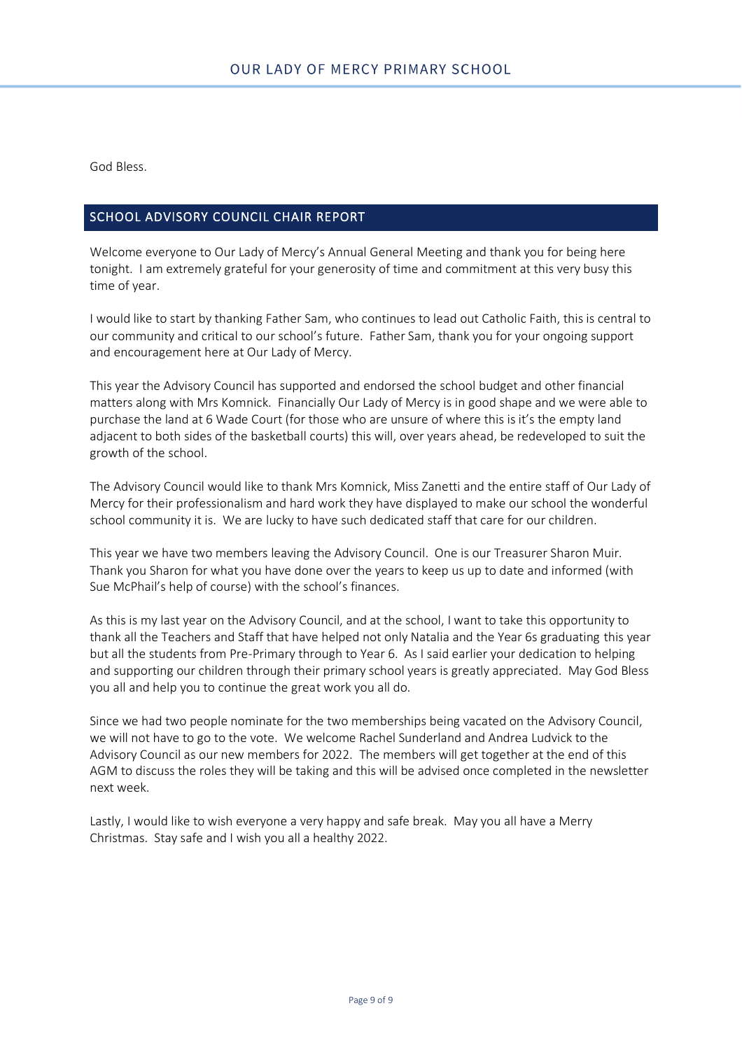God Bless.

## SCHOOL ADVISORY COUNCIL CHAIR REPORT

Welcome everyone to Our Lady of Mercy's Annual General Meeting and thank you for being here tonight. I am extremely grateful for your generosity of time and commitment at this very busy this time of year.

I would like to start by thanking Father Sam, who continues to lead out Catholic Faith, this is central to our community and critical to our school's future. Father Sam, thank you for your ongoing support and encouragement here at Our Lady of Mercy.

This year the Advisory Council has supported and endorsed the school budget and other financial matters along with Mrs Komnick. Financially Our Lady of Mercy is in good shape and we were able to purchase the land at 6 Wade Court (for those who are unsure of where this is it's the empty land adjacent to both sides of the basketball courts) this will, over years ahead, be redeveloped to suit the growth of the school.

The Advisory Council would like to thank Mrs Komnick, Miss Zanetti and the entire staff of Our Lady of Mercy for their professionalism and hard work they have displayed to make our school the wonderful school community it is. We are lucky to have such dedicated staff that care for our children.

This year we have two members leaving the Advisory Council. One is our Treasurer Sharon Muir. Thank you Sharon for what you have done over the years to keep us up to date and informed (with Sue McPhail's help of course) with the school's finances.

As this is my last year on the Advisory Council, and at the school, I want to take this opportunity to thank all the Teachers and Staff that have helped not only Natalia and the Year 6s graduating this year but all the students from Pre-Primary through to Year 6. As I said earlier your dedication to helping and supporting our children through their primary school years is greatly appreciated. May God Bless you all and help you to continue the great work you all do.

Since we had two people nominate for the two memberships being vacated on the Advisory Council, we will not have to go to the vote. We welcome Rachel Sunderland and Andrea Ludvick to the Advisory Council as our new members for 2022. The members will get together at the end of this AGM to discuss the roles they will be taking and this will be advised once completed in the newsletter next week.

Lastly, I would like to wish everyone a very happy and safe break. May you all have a Merry Christmas. Stay safe and I wish you all a healthy 2022.